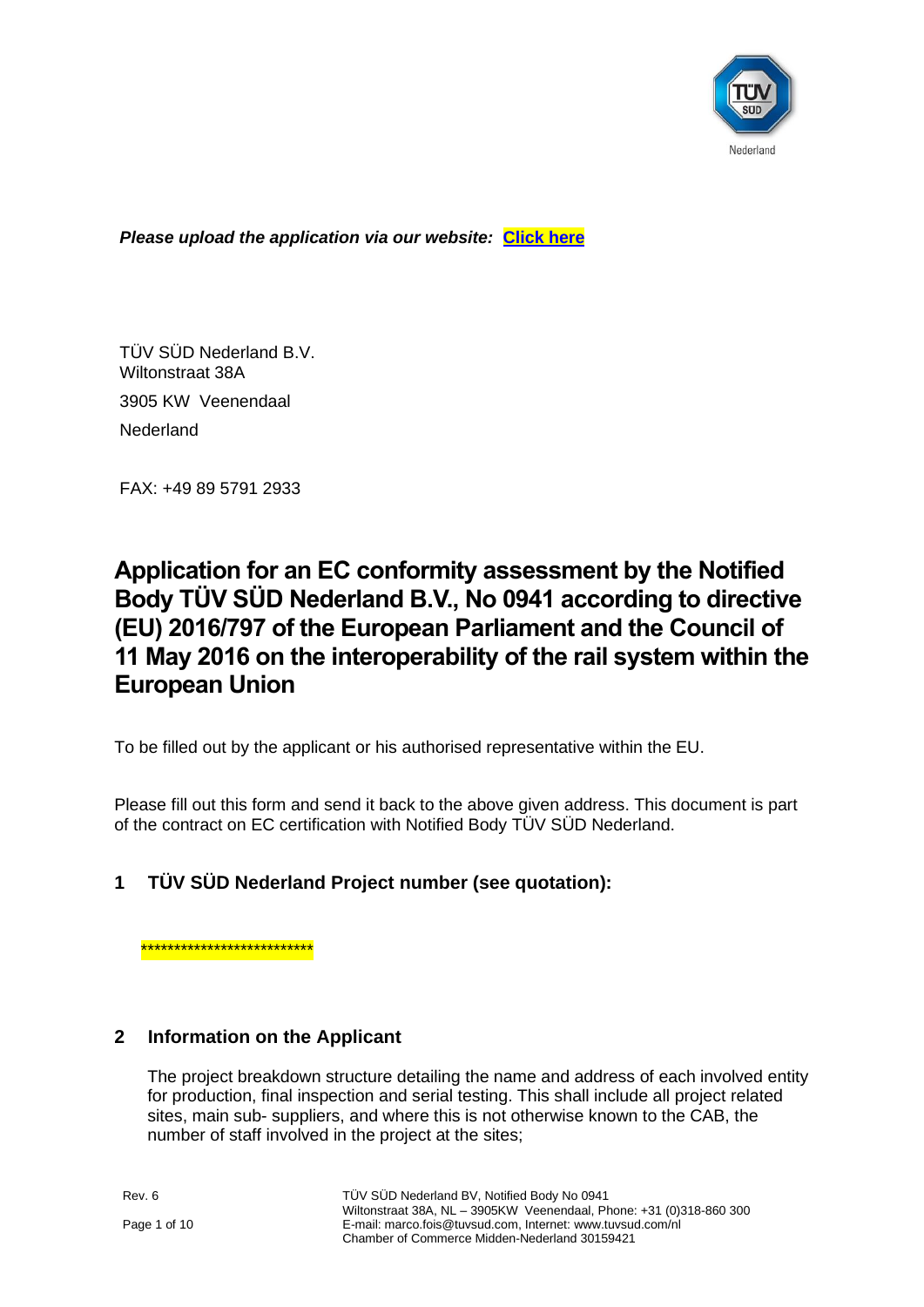*Please upload the application via our website:* **[Click here]**

TÜV SÜD Nederland B.V.
Wiltonstraat 38A
3905 KW Veenendaal
Nederland

FAX: +49 89 5791 2933

# Application for an EC conformity assessment by the Notified Body TÜV SÜD Nederland B.V., No 0941 according to directive (EU) 2016/797 of the European Parliament and the Council of 11 May 2016 on the interoperability of the rail system within the European Union

To be filled out by the applicant or his authorised representative within the EU.

Please fill out this form and send it back to the above given address. This document is part of the contract on EC certification with Notified Body TÜV SÜD Nederland.

## 1 TÜV SÜD Nederland Project number (see quotation):

**************************

## 2 Information on the Applicant

The project breakdown structure detailing the name and address of each involved entity for production, final inspection and serial testing. This shall include all project related sites, main sub- suppliers, and where this is not otherwise known to the CAB, the number of staff involved in the project at the sites;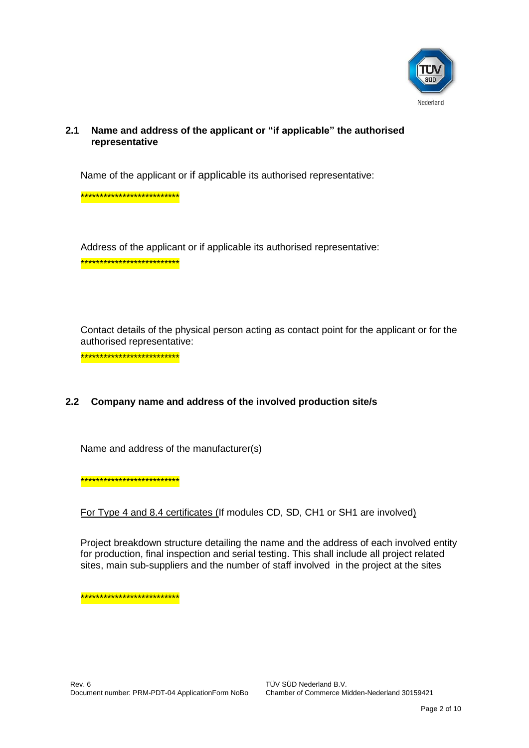## 2.1 Name and address of the applicant or "if applicable" the authorised representative

Name of the applicant or if applicable its authorised representative:

**************************

Address of the applicant or if applicable its authorised representative:

**************************

Contact details of the physical person acting as contact point for the applicant or for the authorised representative:

**************************

## 2.2 Company name and address of the involved production site/s

Name and address of the manufacturer(s)

**************************

For Type 4 and 8.4 certificates (If modules CD, SD, CH1 or SH1 are involved)

Project breakdown structure detailing the name and the address of each involved entity for production, final inspection and serial testing. This shall include all project related sites, main sub-suppliers and the number of staff involved in the project at the sites

**************************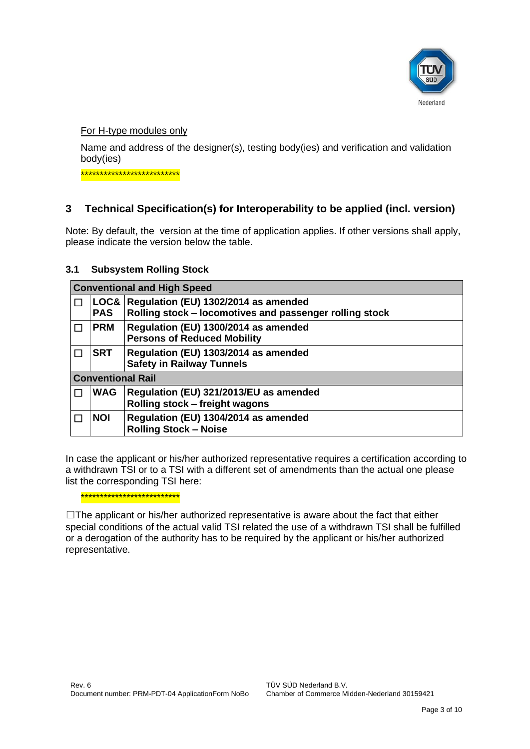For H-type modules only

Name and address of the designer(s), testing body(ies) and verification and validation body(ies)

**************************

## 3 Technical Specification(s) for Interoperability to be applied (incl. version)

Note: By default, the version at the time of application applies. If other versions shall apply, please indicate the version below the table.

### 3.1 Subsystem Rolling Stock

| **Conventional and High Speed** | | |
|---|---|---|
| ☐ | **LOC& PAS** | **Regulation (EU) 1302/2014 as amended**<br>**Rolling stock – locomotives and passenger rolling stock** |
| ☐ | **PRM** | **Regulation (EU) 1300/2014 as amended**<br>**Persons of Reduced Mobility** |
| ☐ | **SRT** | **Regulation (EU) 1303/2014 as amended**<br>**Safety in Railway Tunnels** |
| **Conventional Rail** | | |
| ☐ | **WAG** | **Regulation (EU) 321/2013/EU as amended**<br>**Rolling stock – freight wagons** |
| ☐ | **NOI** | **Regulation (EU) 1304/2014 as amended**<br>**Rolling Stock – Noise** |

In case the applicant or his/her authorized representative requires a certification according to a withdrawn TSI or to a TSI with a different set of amendments than the actual one please list the corresponding TSI here:

**************************

☐The applicant or his/her authorized representative is aware about the fact that either special conditions of the actual valid TSI related the use of a withdrawn TSI shall be fulfilled or a derogation of the authority has to be required by the applicant or his/her authorized representative.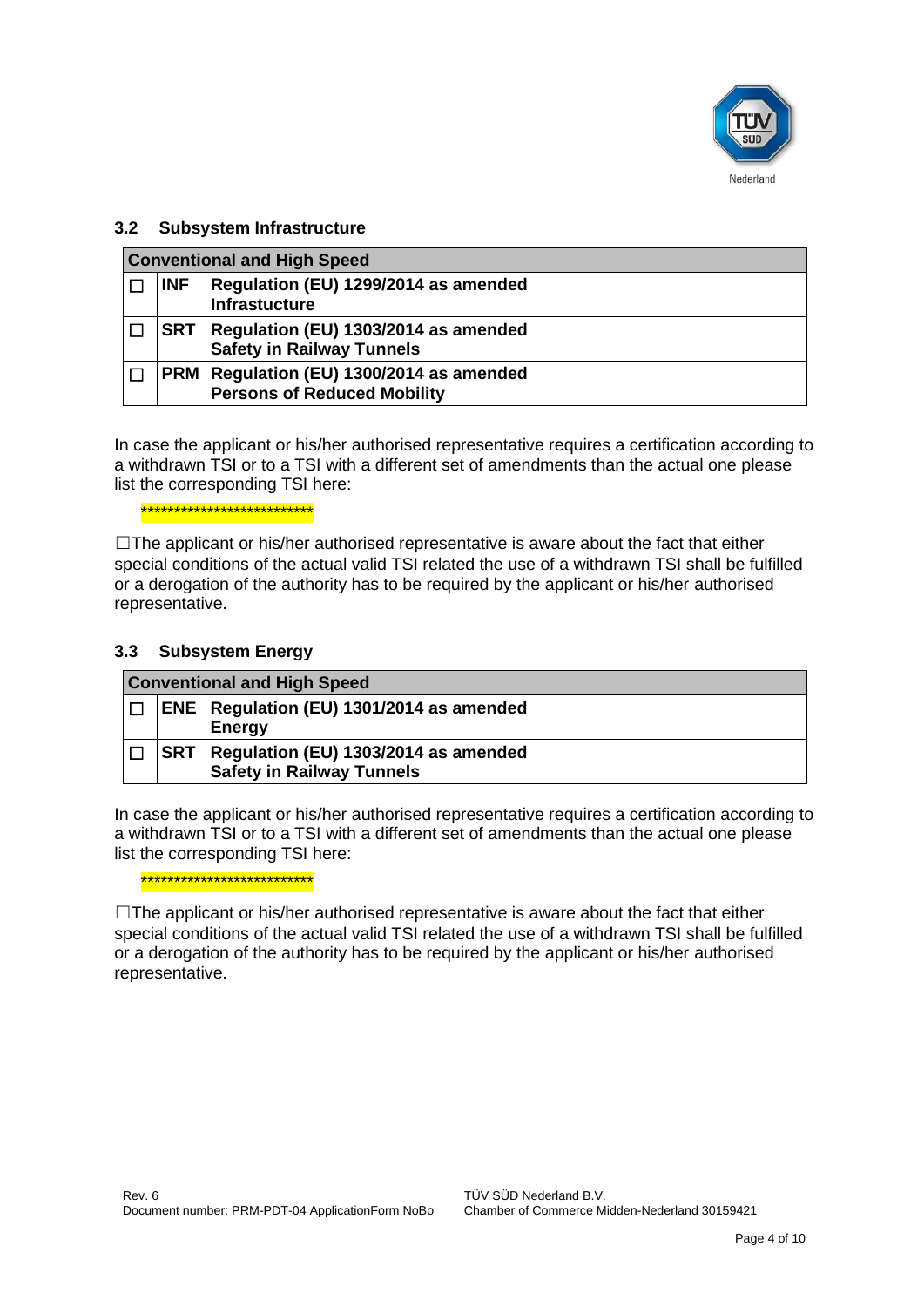### 3.2 Subsystem Infrastructure

| Conventional and High Speed | | |
|---|---|---|
| ☐ | **INF** | **Regulation (EU) 1299/2014 as amended**<br>**Infrastucture** |
| ☐ | **SRT** | **Regulation (EU) 1303/2014 as amended**<br>**Safety in Railway Tunnels** |
| ☐ | **PRM** | **Regulation (EU) 1300/2014 as amended**<br>**Persons of Reduced Mobility** |

In case the applicant or his/her authorised representative requires a certification according to a withdrawn TSI or to a TSI with a different set of amendments than the actual one please list the corresponding TSI here:

**************************

☐The applicant or his/her authorised representative is aware about the fact that either special conditions of the actual valid TSI related the use of a withdrawn TSI shall be fulfilled or a derogation of the authority has to be required by the applicant or his/her authorised representative.

### 3.3 Subsystem Energy

| Conventional and High Speed | | |
|---|---|---|
| ☐ | **ENE** | **Regulation (EU) 1301/2014 as amended**<br>**Energy** |
| ☐ | **SRT** | **Regulation (EU) 1303/2014 as amended**<br>**Safety in Railway Tunnels** |

In case the applicant or his/her authorised representative requires a certification according to a withdrawn TSI or to a TSI with a different set of amendments than the actual one please list the corresponding TSI here:

**************************

☐The applicant or his/her authorised representative is aware about the fact that either special conditions of the actual valid TSI related the use of a withdrawn TSI shall be fulfilled or a derogation of the authority has to be required by the applicant or his/her authorised representative.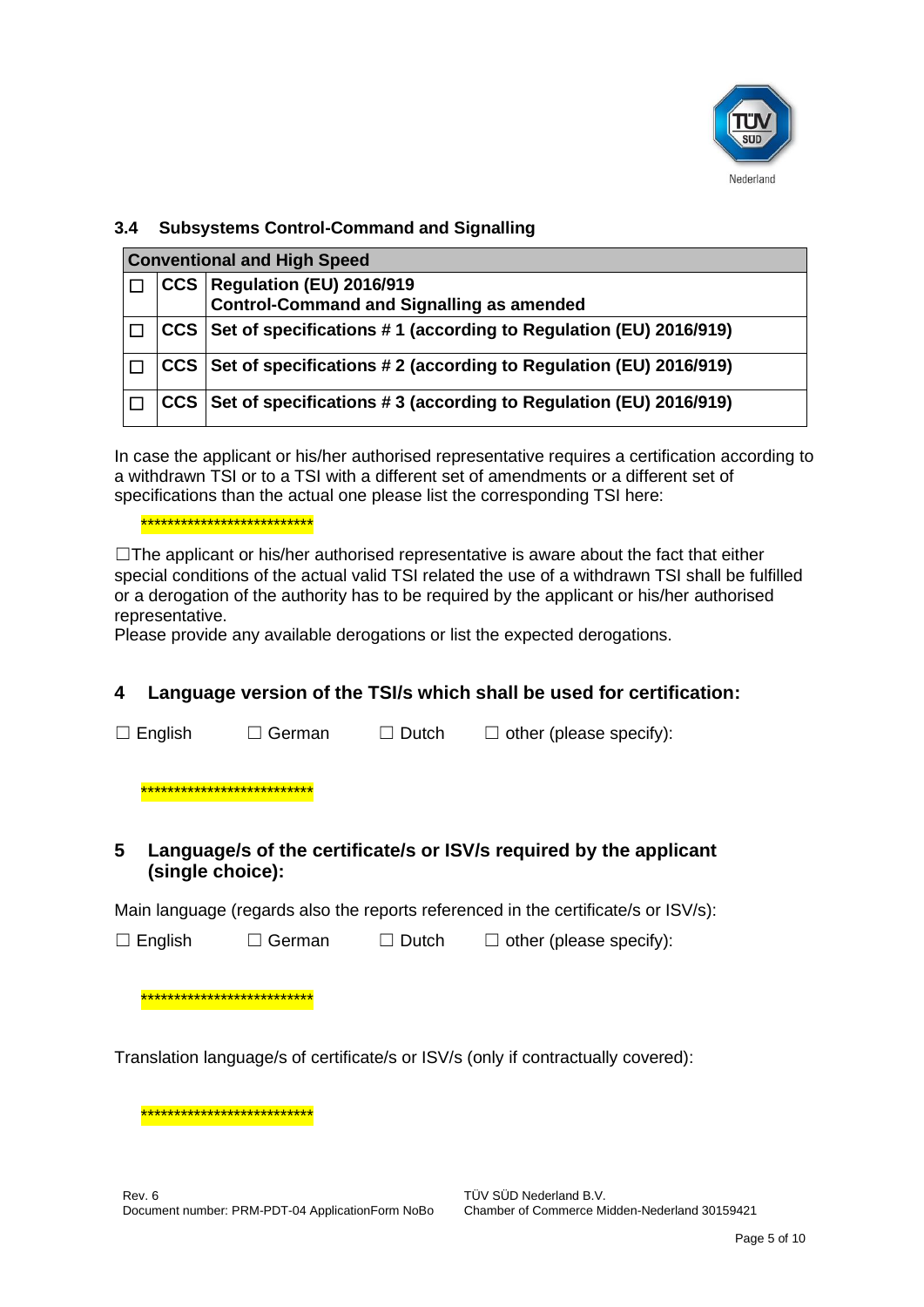### 3.4 Subsystems Control-Command and Signalling

| Conventional and High Speed | | |
|---|---|---|
| ☐ | **CCS** | **Regulation (EU) 2016/919**<br>**Control-Command and Signalling as amended** |
| ☐ | **CCS** | **Set of specifications # 1 (according to Regulation (EU) 2016/919)** |
| ☐ | **CCS** | **Set of specifications # 2 (according to Regulation (EU) 2016/919)** |
| ☐ | **CCS** | **Set of specifications # 3 (according to Regulation (EU) 2016/919)** |

In case the applicant or his/her authorised representative requires a certification according to a withdrawn TSI or to a TSI with a different set of amendments or a different set of specifications than the actual one please list the corresponding TSI here:

**************************

☐The applicant or his/her authorised representative is aware about the fact that either special conditions of the actual valid TSI related the use of a withdrawn TSI shall be fulfilled or a derogation of the authority has to be required by the applicant or his/her authorised representative.
Please provide any available derogations or list the expected derogations.

## 4 Language version of the TSI/s which shall be used for certification:

☐ English ☐ German ☐ Dutch ☐ other (please specify):

**************************

## 5 Language/s of the certificate/s or ISV/s required by the applicant (single choice):

Main language (regards also the reports referenced in the certificate/s or ISV/s):

☐ English ☐ German ☐ Dutch ☐ other (please specify):

**************************

Translation language/s of certificate/s or ISV/s (only if contractually covered):

**************************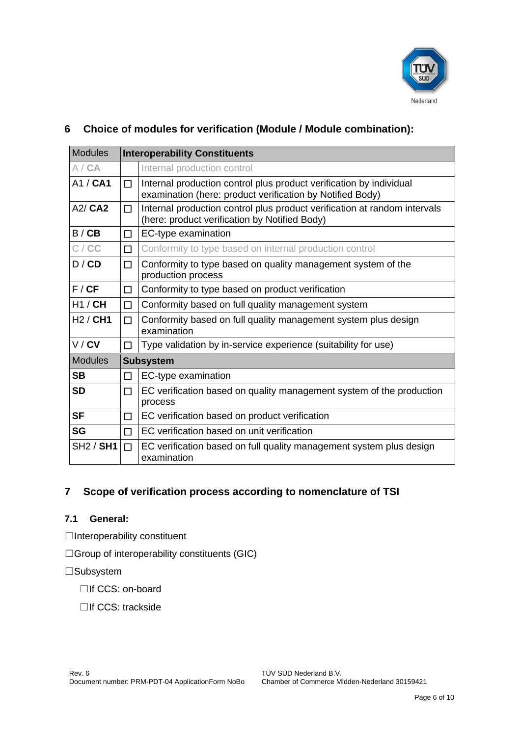## 6 Choice of modules for verification (Module / Module combination):

| Modules | Interoperability Constituents | |
|---|---|---|
| A / **CA** | | Internal production control |
| A1 / **CA1** | ☐ | Internal production control plus product verification by individual examination (here: product verification by Notified Body) |
| A2/ **CA2** | ☐ | Internal production control plus product verification at random intervals (here: product verification by Notified Body) |
| B / **CB** | ☐ | EC-type examination |
| C / **CC** | ☐ | Conformity to type based on internal production control |
| D / **CD** | ☐ | Conformity to type based on quality management system of the production process |
| F / **CF** | ☐ | Conformity to type based on product verification |
| H1 / **CH** | ☐ | Conformity based on full quality management system |
| H2 / **CH1** | ☐ | Conformity based on full quality management system plus design examination |
| V / **CV** | ☐ | Type validation by in-service experience (suitability for use) |
| Modules | **Subsystem** | |
| **SB** | ☐ | EC-type examination |
| **SD** | ☐ | EC verification based on quality management system of the production process |
| **SF** | ☐ | EC verification based on product verification |
| **SG** | ☐ | EC verification based on unit verification |
| SH2 / **SH1** | ☐ | EC verification based on full quality management system plus design examination |

## 7 Scope of verification process according to nomenclature of TSI

### 7.1 General:

☐Interoperability constituent

☐Group of interoperability constituents (GIC)

☐Subsystem

- ☐If CCS: on-board
- ☐If CCS: trackside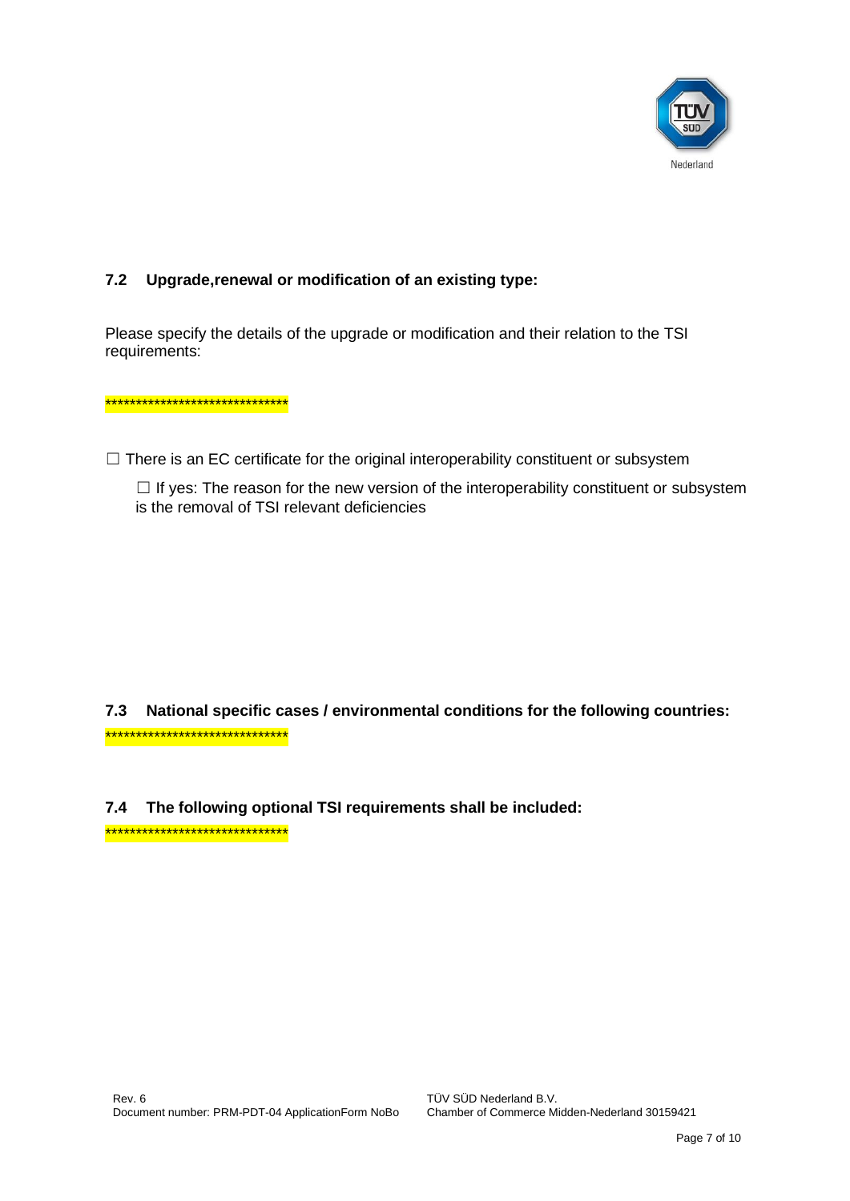### 7.2 Upgrade,renewal or modification of an existing type:

Please specify the details of the upgrade or modification and their relation to the TSI requirements:

******************************

☐ There is an EC certificate for the original interoperability constituent or subsystem

☐ If yes: The reason for the new version of the interoperability constituent or subsystem is the removal of TSI relevant deficiencies

### 7.3 National specific cases / environmental conditions for the following countries:

******************************

### 7.4 The following optional TSI requirements shall be included:

******************************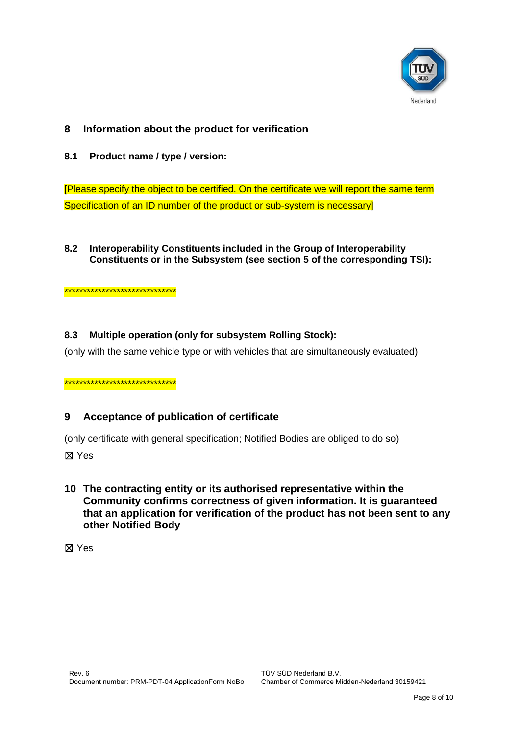## 8 Information about the product for verification

### 8.1 Product name / type / version:

[Please specify the object to be certified. On the certificate we will report the same term Specification of an ID number of the product or sub-system is necessary]

### 8.2 Interoperability Constituents included in the Group of Interoperability Constituents or in the Subsystem (see section 5 of the corresponding TSI):

******************************

### 8.3 Multiple operation (only for subsystem Rolling Stock):

(only with the same vehicle type or with vehicles that are simultaneously evaluated)

******************************

## 9 Acceptance of publication of certificate

(only certificate with general specification; Notified Bodies are obliged to do so)

☒ Yes

## 10 The contracting entity or its authorised representative within the Community confirms correctness of given information. It is guaranteed that an application for verification of the product has not been sent to any other Notified Body

☒ Yes

Rev. 6
Document number: PRM-PDT-04 ApplicationForm NoBo

TÜV SÜD Nederland B.V.
Chamber of Commerce Midden-Nederland 30159421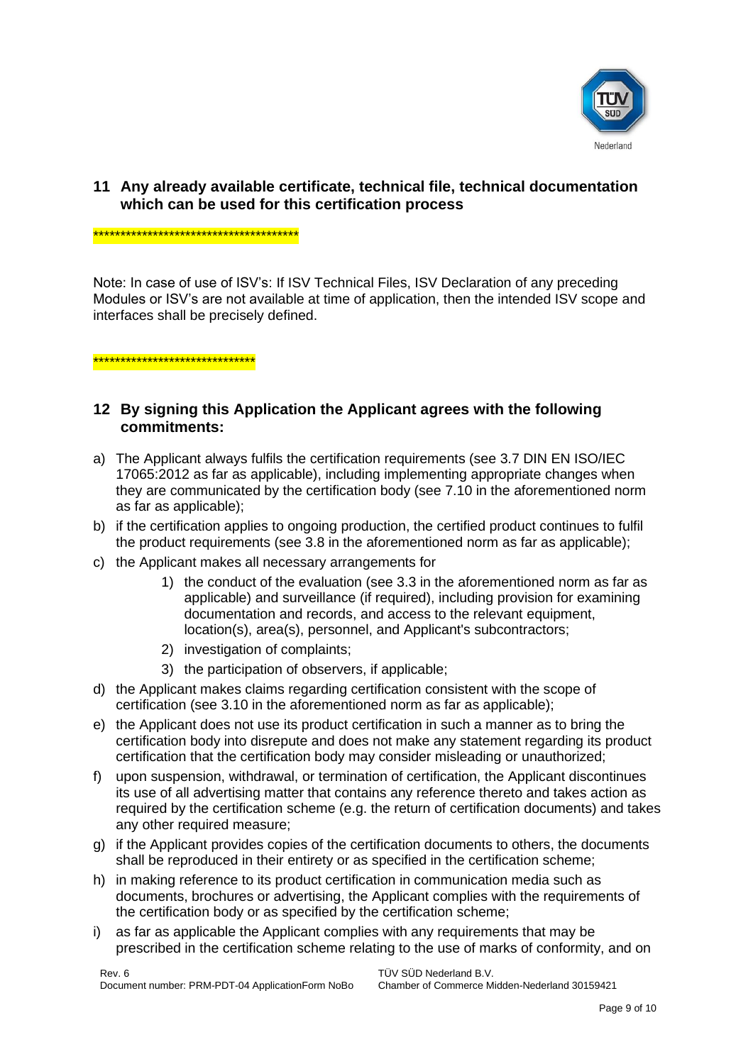## 11 Any already available certificate, technical file, technical documentation which can be used for this certification process

**************************************

Note: In case of use of ISV's: If ISV Technical Files, ISV Declaration of any preceding Modules or ISV's are not available at time of application, then the intended ISV scope and interfaces shall be precisely defined.

******************************

## 12 By signing this Application the Applicant agrees with the following commitments:

a) The Applicant always fulfils the certification requirements (see 3.7 DIN EN ISO/IEC 17065:2012 as far as applicable), including implementing appropriate changes when they are communicated by the certification body (see 7.10 in the aforementioned norm as far as applicable);

b) if the certification applies to ongoing production, the certified product continues to fulfil the product requirements (see 3.8 in the aforementioned norm as far as applicable);

c) the Applicant makes all necessary arrangements for

   1) the conduct of the evaluation (see 3.3 in the aforementioned norm as far as applicable) and surveillance (if required), including provision for examining documentation and records, and access to the relevant equipment, location(s), area(s), personnel, and Applicant's subcontractors;
   2) investigation of complaints;
   3) the participation of observers, if applicable;

d) the Applicant makes claims regarding certification consistent with the scope of certification (see 3.10 in the aforementioned norm as far as applicable);

e) the Applicant does not use its product certification in such a manner as to bring the certification body into disrepute and does not make any statement regarding its product certification that the certification body may consider misleading or unauthorized;

f) upon suspension, withdrawal, or termination of certification, the Applicant discontinues its use of all advertising matter that contains any reference thereto and takes action as required by the certification scheme (e.g. the return of certification documents) and takes any other required measure;

g) if the Applicant provides copies of the certification documents to others, the documents shall be reproduced in their entirety or as specified in the certification scheme;

h) in making reference to its product certification in communication media such as documents, brochures or advertising, the Applicant complies with the requirements of the certification body or as specified by the certification scheme;

i) as far as applicable the Applicant complies with any requirements that may be prescribed in the certification scheme relating to the use of marks of conformity, and on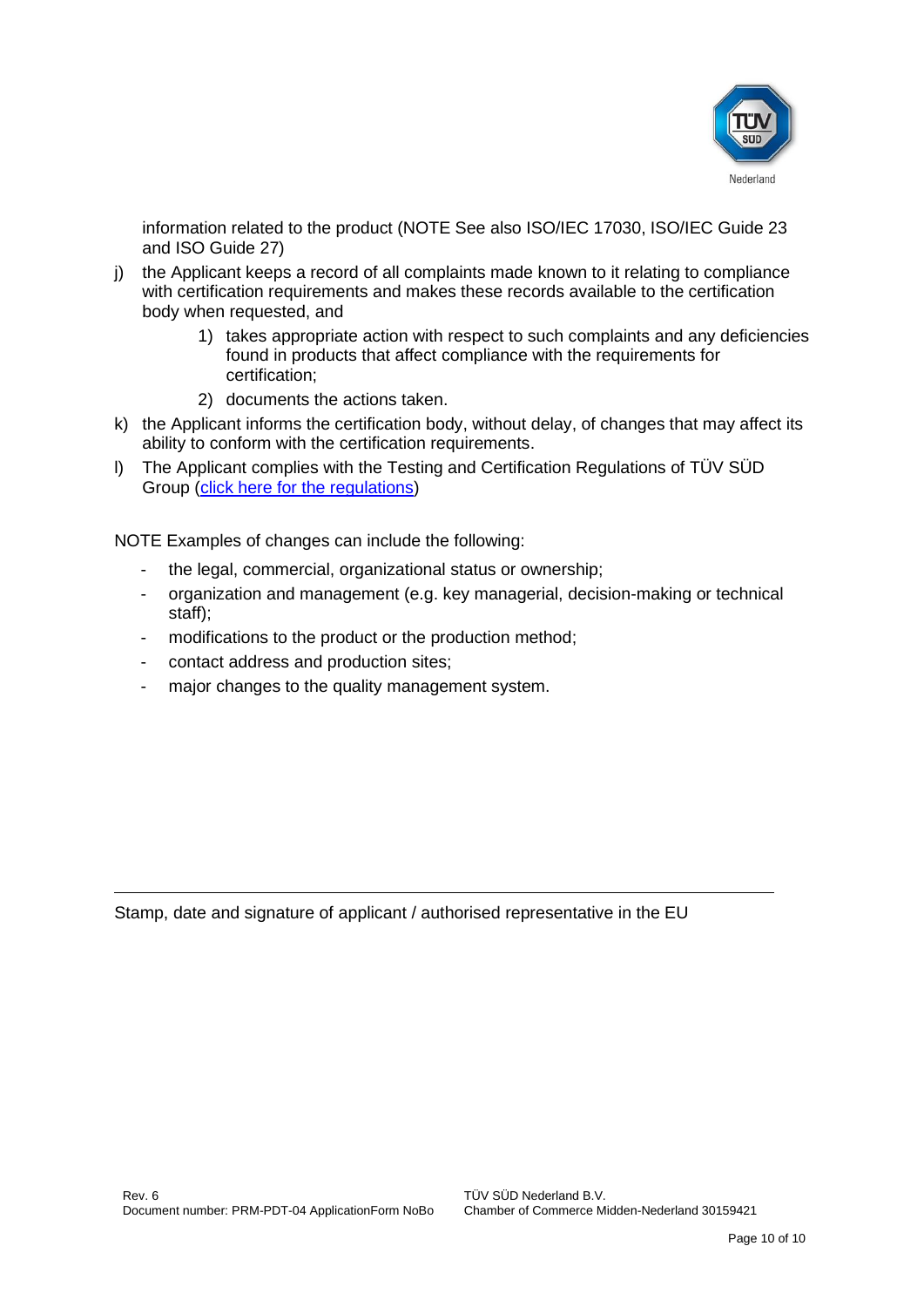information related to the product (NOTE See also ISO/IEC 17030, ISO/IEC Guide 23 and ISO Guide 27)

j) the Applicant keeps a record of all complaints made known to it relating to compliance with certification requirements and makes these records available to the certification body when requested, and
    1) takes appropriate action with respect to such complaints and any deficiencies found in products that affect compliance with the requirements for certification;
    2) documents the actions taken.
k) the Applicant informs the certification body, without delay, of changes that may affect its ability to conform with the certification requirements.
l) The Applicant complies with the Testing and Certification Regulations of TÜV SÜD Group (click here for the regulations)

NOTE Examples of changes can include the following:

- the legal, commercial, organizational status or ownership;
- organization and management (e.g. key managerial, decision-making or technical staff);
- modifications to the product or the production method;
- contact address and production sites;
- major changes to the quality management system.

---

Stamp, date and signature of applicant / authorised representative in the EU